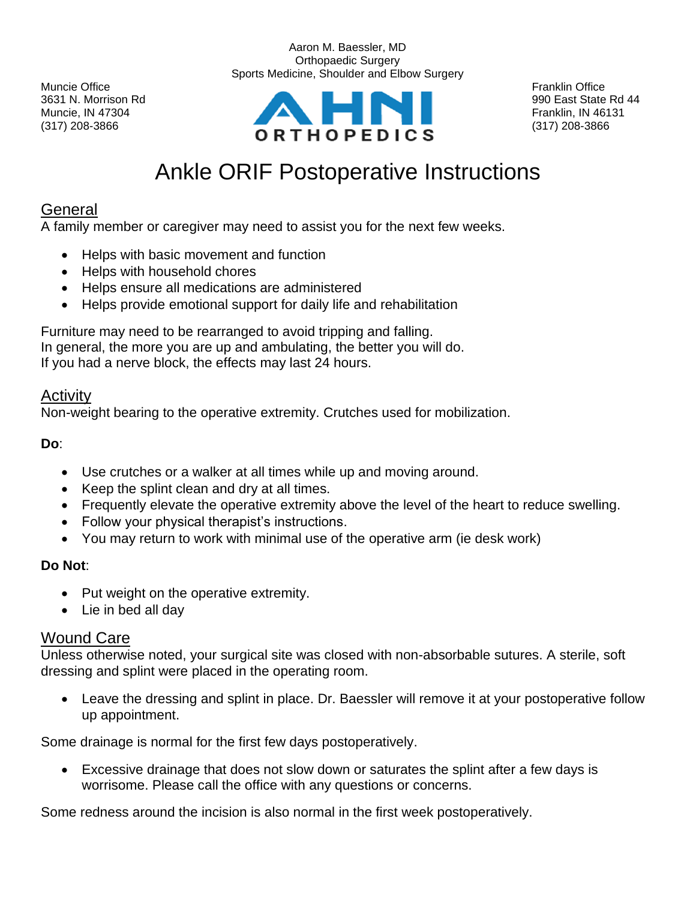Aaron M. Baessler, MD
Orthopaedic Surgery
Sports Medicine, Shoulder and Elbow Surgery

Muncie Office
3631 N. Morrison Rd
Muncie, IN 47304
(317) 208-3866

AHNI ORTHOPEDICS

Franklin Office
990 East State Rd 44
Franklin, IN 46131
(317) 208-3866

# Ankle ORIF Postoperative Instructions

## General

A family member or caregiver may need to assist you for the next few weeks.

- Helps with basic movement and function
- Helps with household chores
- Helps ensure all medications are administered
- Helps provide emotional support for daily life and rehabilitation

Furniture may need to be rearranged to avoid tripping and falling.
In general, the more you are up and ambulating, the better you will do.
If you had a nerve block, the effects may last 24 hours.

## Activity

Non-weight bearing to the operative extremity. Crutches used for mobilization.

**Do**:

- Use crutches or a walker at all times while up and moving around.
- Keep the splint clean and dry at all times.
- Frequently elevate the operative extremity above the level of the heart to reduce swelling.
- Follow your physical therapist's instructions.
- You may return to work with minimal use of the operative arm (ie desk work)

**Do Not**:

- Put weight on the operative extremity.
- Lie in bed all day

## Wound Care

Unless otherwise noted, your surgical site was closed with non-absorbable sutures. A sterile, soft dressing and splint were placed in the operating room.

- Leave the dressing and splint in place. Dr. Baessler will remove it at your postoperative follow up appointment.

Some drainage is normal for the first few days postoperatively.

- Excessive drainage that does not slow down or saturates the splint after a few days is worrisome. Please call the office with any questions or concerns.

Some redness around the incision is also normal in the first week postoperatively.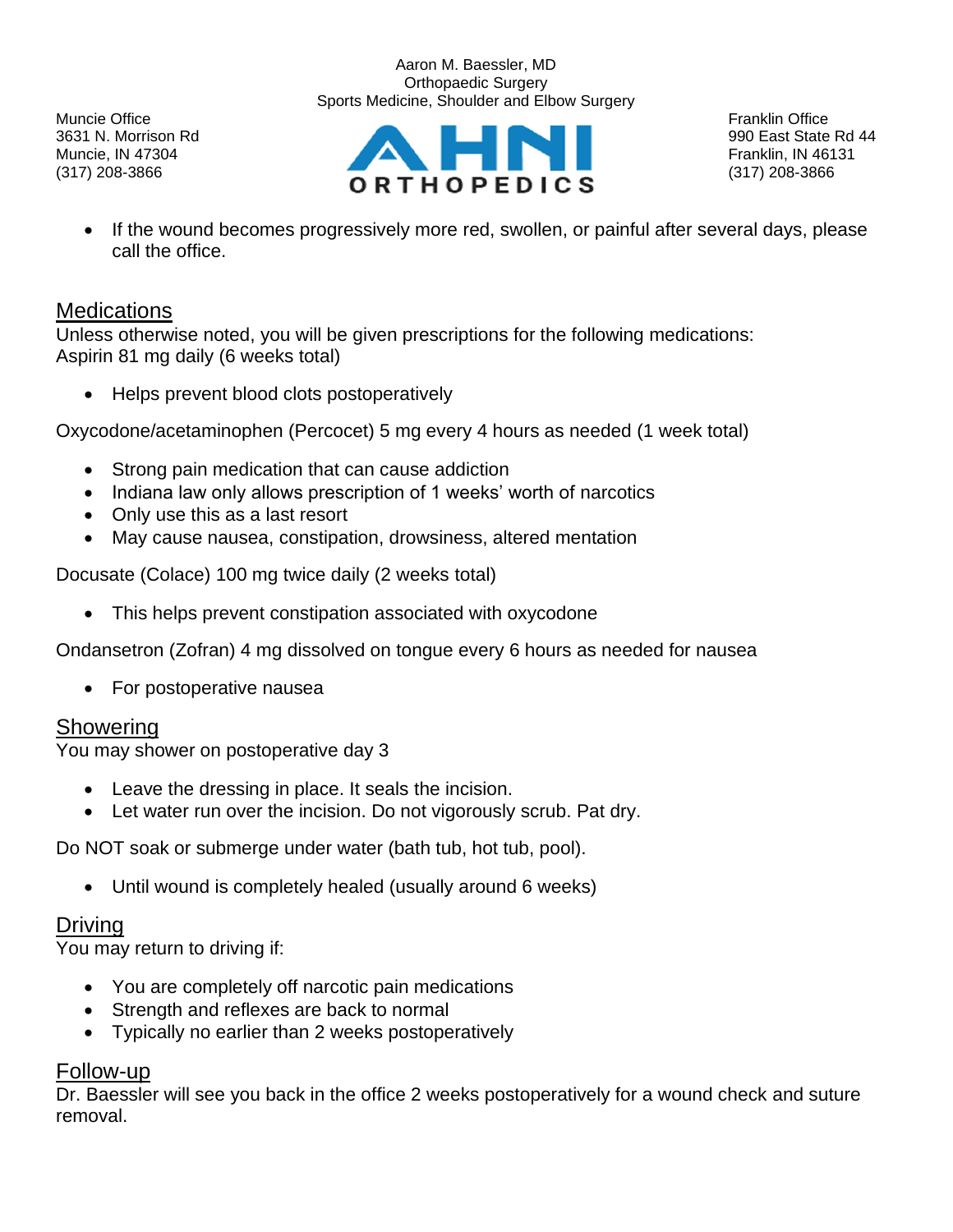- If the wound becomes progressively more red, swollen, or painful after several days, please call the office.

## Medications

Unless otherwise noted, you will be given prescriptions for the following medications:
Aspirin 81 mg daily (6 weeks total)

- Helps prevent blood clots postoperatively

Oxycodone/acetaminophen (Percocet) 5 mg every 4 hours as needed (1 week total)

- Strong pain medication that can cause addiction
- Indiana law only allows prescription of 1 weeks' worth of narcotics
- Only use this as a last resort
- May cause nausea, constipation, drowsiness, altered mentation

Docusate (Colace) 100 mg twice daily (2 weeks total)

- This helps prevent constipation associated with oxycodone

Ondansetron (Zofran) 4 mg dissolved on tongue every 6 hours as needed for nausea

- For postoperative nausea

## Showering

You may shower on postoperative day 3

- Leave the dressing in place. It seals the incision.
- Let water run over the incision. Do not vigorously scrub. Pat dry.

Do NOT soak or submerge under water (bath tub, hot tub, pool).

- Until wound is completely healed (usually around 6 weeks)

## Driving

You may return to driving if:

- You are completely off narcotic pain medications
- Strength and reflexes are back to normal
- Typically no earlier than 2 weeks postoperatively

## Follow-up

Dr. Baessler will see you back in the office 2 weeks postoperatively for a wound check and suture removal.